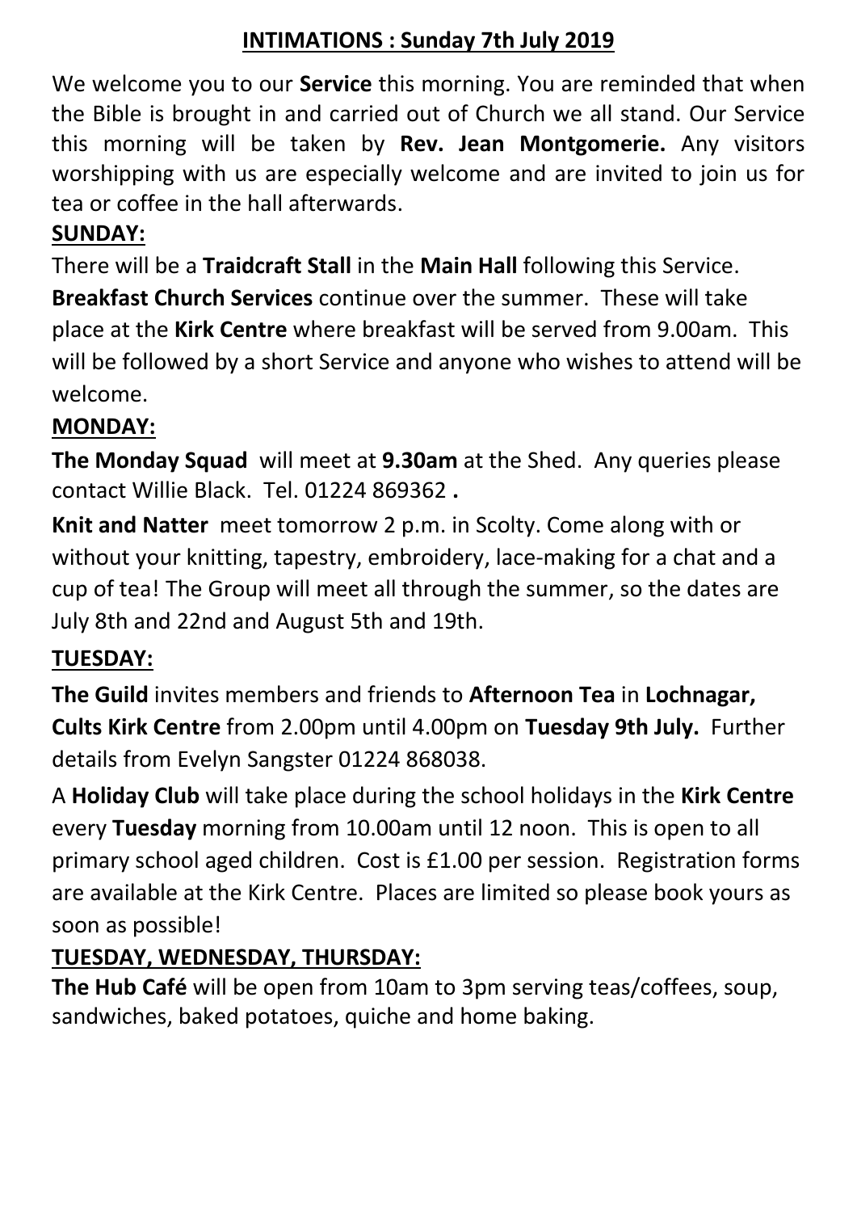# INTIMATIONS : Sunday 7th July 2019

We welcome you to our **Service** this morning. You are reminded that when the Bible is brought in and carried out of Church we all stand. Our Service this morning will be taken by **Rev. Jean Montgomerie.** Any visitors worshipping with us are especially welcome and are invited to join us for tea or coffee in the hall afterwards.

## SUNDAY:

There will be a **Traidcraft Stall** in the **Main Hall** following this Service.

**Breakfast Church Services** continue over the summer. These will take place at the **Kirk Centre** where breakfast will be served from 9.00am. This will be followed by a short Service and anyone who wishes to attend will be welcome.

## MONDAY:

**The Monday Squad** will meet at **9.30am** at the Shed. Any queries please contact Willie Black. Tel. 01224 869362 **.**

**Knit and Natter** meet tomorrow 2 p.m. in Scolty. Come along with or without your knitting, tapestry, embroidery, lace-making for a chat and a cup of tea! The Group will meet all through the summer, so the dates are July 8th and 22nd and August 5th and 19th.

## TUESDAY:

**The Guild** invites members and friends to **Afternoon Tea** in **Lochnagar, Cults Kirk Centre** from 2.00pm until 4.00pm on **Tuesday 9th July.** Further details from Evelyn Sangster 01224 868038.

A **Holiday Club** will take place during the school holidays in the **Kirk Centre** every **Tuesday** morning from 10.00am until 12 noon. This is open to all primary school aged children. Cost is £1.00 per session. Registration forms are available at the Kirk Centre. Places are limited so please book yours as soon as possible!

## TUESDAY, WEDNESDAY, THURSDAY:

**The Hub Café** will be open from 10am to 3pm serving teas/coffees, soup, sandwiches, baked potatoes, quiche and home baking.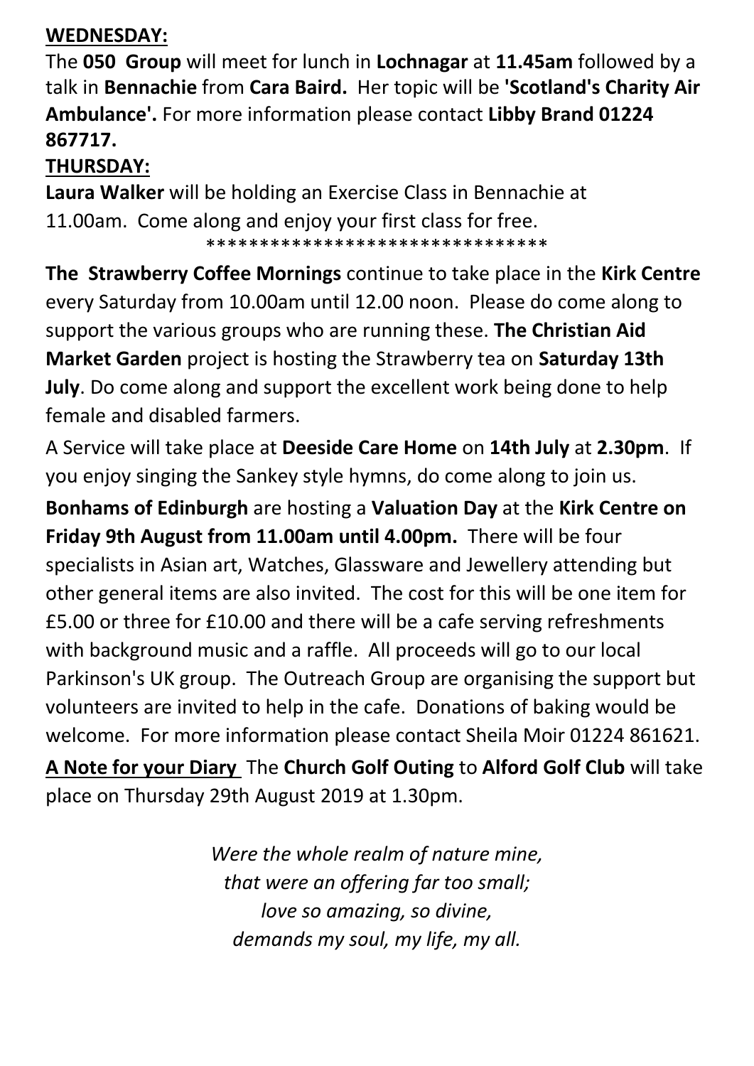**WEDNESDAY:**

The **050 Group** will meet for lunch in **Lochnagar** at **11.45am** followed by a talk in **Bennachie** from **Cara Baird.** Her topic will be **'Scotland's Charity Air Ambulance'.** For more information please contact **Libby Brand 01224 867717.**

**THURSDAY:**

**Laura Walker** will be holding an Exercise Class in Bennachie at 11.00am. Come along and enjoy your first class for free.

********************************

**The Strawberry Coffee Mornings** continue to take place in the **Kirk Centre** every Saturday from 10.00am until 12.00 noon. Please do come along to support the various groups who are running these. **The Christian Aid Market Garden** project is hosting the Strawberry tea on **Saturday 13th July**. Do come along and support the excellent work being done to help female and disabled farmers.

A Service will take place at **Deeside Care Home** on **14th July** at **2.30pm**. If you enjoy singing the Sankey style hymns, do come along to join us.

**Bonhams of Edinburgh** are hosting a **Valuation Day** at the **Kirk Centre on Friday 9th August from 11.00am until 4.00pm.** There will be four specialists in Asian art, Watches, Glassware and Jewellery attending but other general items are also invited. The cost for this will be one item for £5.00 or three for £10.00 and there will be a cafe serving refreshments with background music and a raffle. All proceeds will go to our local Parkinson's UK group. The Outreach Group are organising the support but volunteers are invited to help in the cafe. Donations of baking would be welcome. For more information please contact Sheila Moir 01224 861621.

**A Note for your Diary** The **Church Golf Outing** to **Alford Golf Club** will take place on Thursday 29th August 2019 at 1.30pm.

*Were the whole realm of nature mine,*
*that were an offering far too small;*
*love so amazing, so divine,*
*demands my soul, my life, my all.*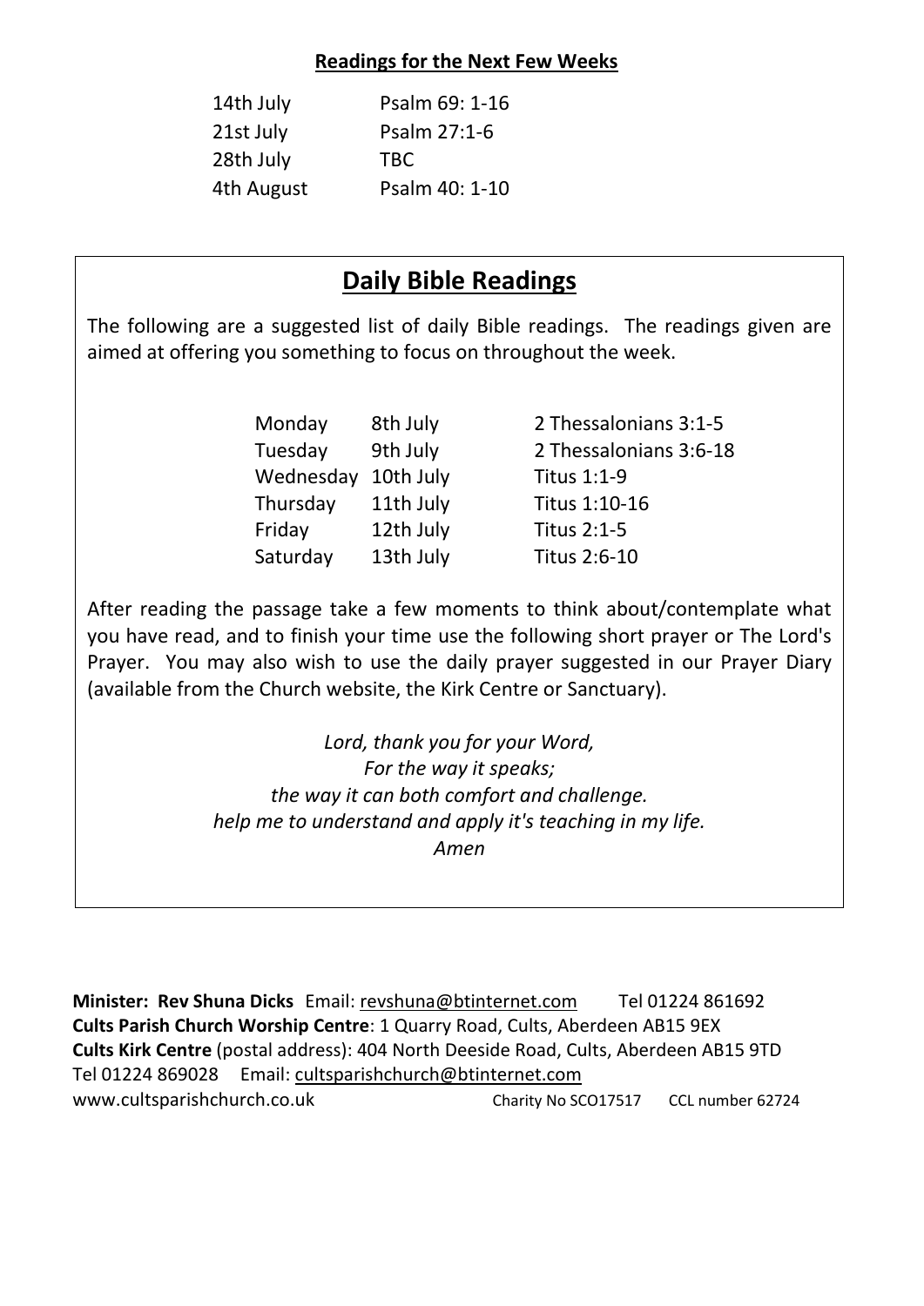**Readings for the Next Few Weeks**

| | |
|---|---|
| 14th July | Psalm 69: 1-16 |
| 21st July | Psalm 27:1-6 |
| 28th July | TBC |
| 4th August | Psalm 40: 1-10 |

## Daily Bible Readings

The following are a suggested list of daily Bible readings. The readings given are aimed at offering you something to focus on throughout the week.

| | | |
|---|---|---|
| Monday | 8th July | 2 Thessalonians 3:1-5 |
| Tuesday | 9th July | 2 Thessalonians 3:6-18 |
| Wednesday | 10th July | Titus 1:1-9 |
| Thursday | 11th July | Titus 1:10-16 |
| Friday | 12th July | Titus 2:1-5 |
| Saturday | 13th July | Titus 2:6-10 |

After reading the passage take a few moments to think about/contemplate what you have read, and to finish your time use the following short prayer or The Lord's Prayer. You may also wish to use the daily prayer suggested in our Prayer Diary (available from the Church website, the Kirk Centre or Sanctuary).

*Lord, thank you for your Word,*
*For the way it speaks;*
*the way it can both comfort and challenge.*
*help me to understand and apply it's teaching in my life.*
*Amen*

**Minister: Rev Shuna Dicks** Email: revshuna@btinternet.com Tel 01224 861692
**Cults Parish Church Worship Centre**: 1 Quarry Road, Cults, Aberdeen AB15 9EX
**Cults Kirk Centre** (postal address): 404 North Deeside Road, Cults, Aberdeen AB15 9TD
Tel 01224 869028 Email: cultsparishchurch@btinternet.com
www.cultsparishchurch.co.uk Charity No SCO17517 CCL number 62724